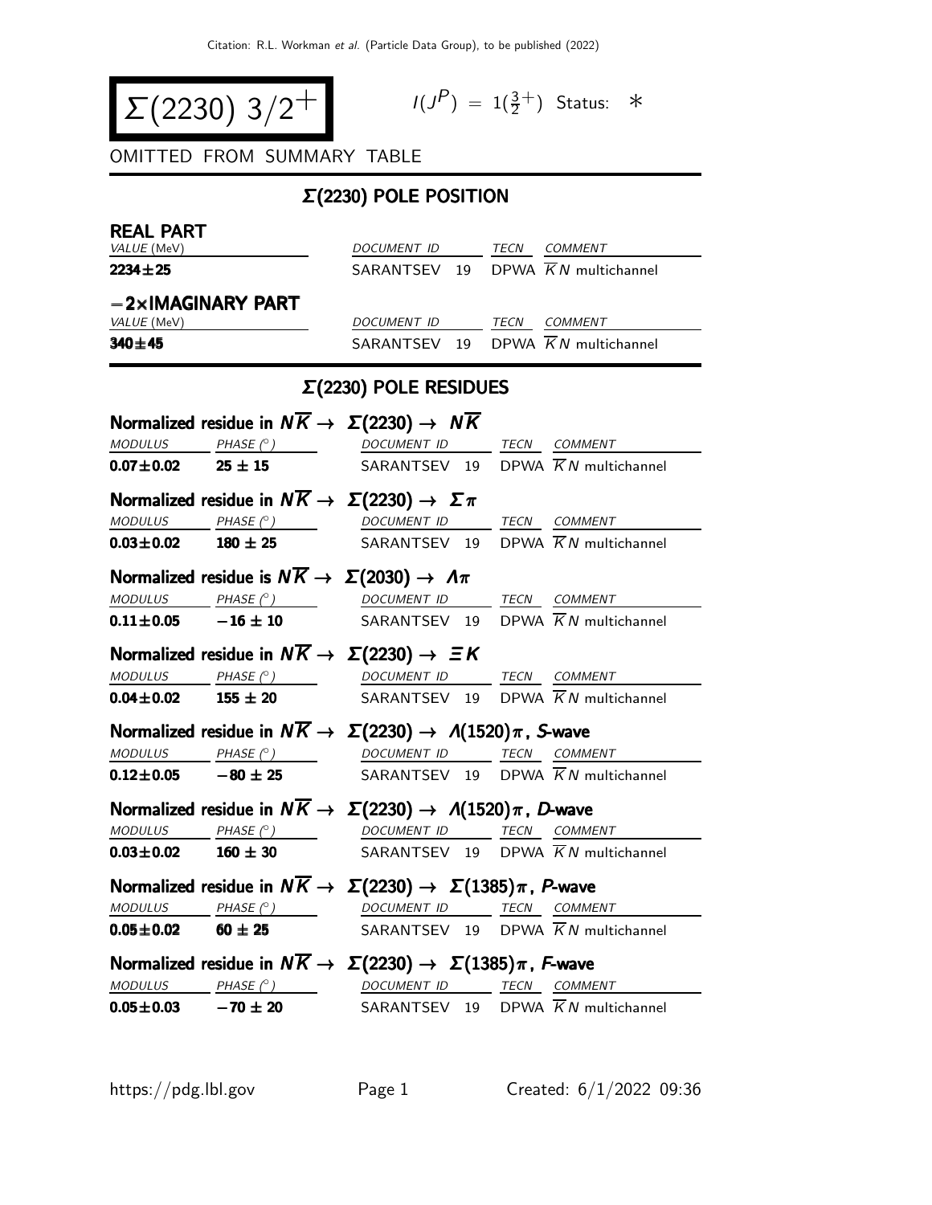# $\Sigma(2230)$ $3/2^+$

$I(J^P) = 1(\frac{3}{2}^+)$ Status: $*$

OMITTED FROM SUMMARY TABLE

## $\Sigma$(2230) POLE POSITION

### REAL PART

| VALUE (MeV) | DOCUMENT ID | TECN | COMMENT |
|---|---|---|---|
| **2234±25** | SARANTSEV 19 | DPWA | $\overline{K}N$ multichannel |

### −2×IMAGINARY PART

| VALUE (MeV) | DOCUMENT ID | TECN | COMMENT |
|---|---|---|---|
| **340±45** | SARANTSEV 19 | DPWA | $\overline{K}N$ multichannel |

## $\Sigma$(2230) POLE RESIDUES

### Normalized residue in $N\overline{K} \rightarrow \Sigma(2230) \rightarrow N\overline{K}$

| MODULUS | PHASE (°) | DOCUMENT ID | TECN | COMMENT |
|---|---|---|---|---|
| **0.07±0.02** | **25 ± 15** | SARANTSEV 19 | DPWA | $\overline{K}N$ multichannel |

### Normalized residue in $N\overline{K} \rightarrow \Sigma(2230) \rightarrow \Sigma\pi$

| MODULUS | PHASE (°) | DOCUMENT ID | TECN | COMMENT |
|---|---|---|---|---|
| **0.03±0.02** | **180 ± 25** | SARANTSEV 19 | DPWA | $\overline{K}N$ multichannel |

### Normalized residue is $N\overline{K} \rightarrow \Sigma(2030) \rightarrow \Lambda\pi$

| MODULUS | PHASE (°) | DOCUMENT ID | TECN | COMMENT |
|---|---|---|---|---|
| **0.11±0.05** | **−16 ± 10** | SARANTSEV 19 | DPWA | $\overline{K}N$ multichannel |

### Normalized residue in $N\overline{K} \rightarrow \Sigma(2230) \rightarrow \Xi K$

| MODULUS | PHASE (°) | DOCUMENT ID | TECN | COMMENT |
|---|---|---|---|---|
| **0.04±0.02** | **155 ± 20** | SARANTSEV 19 | DPWA | $\overline{K}N$ multichannel |

### Normalized residue in $N\overline{K} \rightarrow \Sigma(2230) \rightarrow \Lambda(1520)\pi$, *S*-wave

| MODULUS | PHASE (°) | DOCUMENT ID | TECN | COMMENT |
|---|---|---|---|---|
| **0.12±0.05** | **−80 ± 25** | SARANTSEV 19 | DPWA | $\overline{K}N$ multichannel |

### Normalized residue in $N\overline{K} \rightarrow \Sigma(2230) \rightarrow \Lambda(1520)\pi$, *D*-wave

| MODULUS | PHASE (°) | DOCUMENT ID | TECN | COMMENT |
|---|---|---|---|---|
| **0.03±0.02** | **160 ± 30** | SARANTSEV 19 | DPWA | $\overline{K}N$ multichannel |

### Normalized residue in $N\overline{K} \rightarrow \Sigma(2230) \rightarrow \Sigma(1385)\pi$, *P*-wave

| MODULUS | PHASE (°) | DOCUMENT ID | TECN | COMMENT |
|---|---|---|---|---|
| **0.05±0.02** | **60 ± 25** | SARANTSEV 19 | DPWA | $\overline{K}N$ multichannel |

### Normalized residue in $N\overline{K} \rightarrow \Sigma(2230) \rightarrow \Sigma(1385)\pi$, *F*-wave

| MODULUS | PHASE (°) | DOCUMENT ID | TECN | COMMENT |
|---|---|---|---|---|
| **0.05±0.03** | **−70 ± 20** | SARANTSEV 19 | DPWA | $\overline{K}N$ multichannel |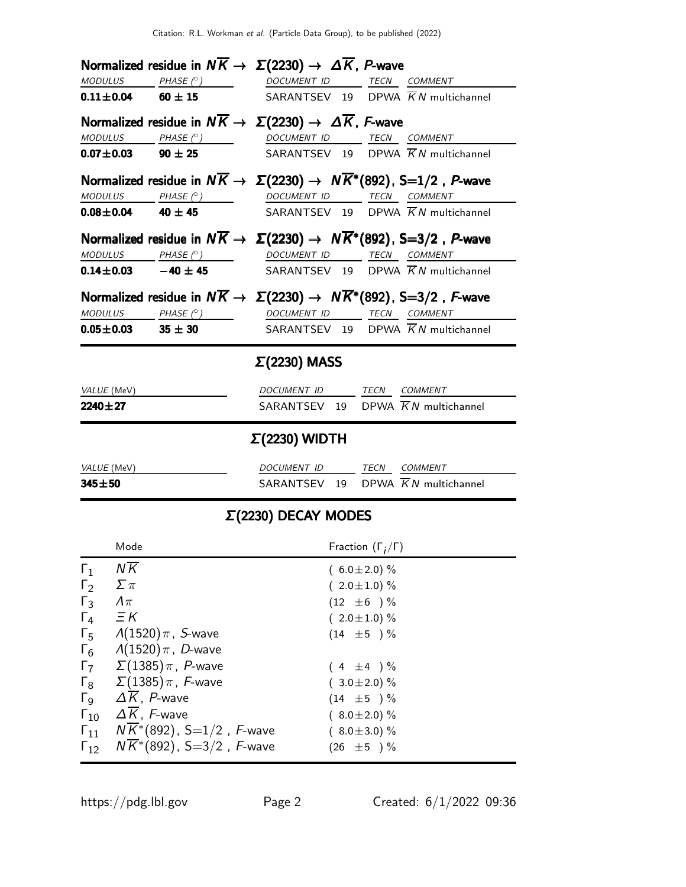### Normalized residue in $N\overline{K} \rightarrow \Sigma(2230) \rightarrow \Delta\overline{K}$, *P*-wave

| *MODULUS* | *PHASE* (°) | *DOCUMENT ID* | *TECN* | *COMMENT* |
|---|---|---|---|---|
| **0.11±0.04** | **60 ± 15** | SARANTSEV 19 | DPWA | $\overline{K}N$ multichannel |

### Normalized residue in $N\overline{K} \rightarrow \Sigma(2230) \rightarrow \Delta\overline{K}$, *F*-wave

| *MODULUS* | *PHASE* (°) | *DOCUMENT ID* | *TECN* | *COMMENT* |
|---|---|---|---|---|
| **0.07±0.03** | **90 ± 25** | SARANTSEV 19 | DPWA | $\overline{K}N$ multichannel |

### Normalized residue in $N\overline{K} \rightarrow \Sigma(2230) \rightarrow N\overline{K}^*(892)$, S=1/2 , *P*-wave

| *MODULUS* | *PHASE* (°) | *DOCUMENT ID* | *TECN* | *COMMENT* |
|---|---|---|---|---|
| **0.08±0.04** | **40 ± 45** | SARANTSEV 19 | DPWA | $\overline{K}N$ multichannel |

### Normalized residue in $N\overline{K} \rightarrow \Sigma(2230) \rightarrow N\overline{K}^*(892)$, S=3/2 , *P*-wave

| *MODULUS* | *PHASE* (°) | *DOCUMENT ID* | *TECN* | *COMMENT* |
|---|---|---|---|---|
| **0.14±0.03** | **−40 ± 45** | SARANTSEV 19 | DPWA | $\overline{K}N$ multichannel |

### Normalized residue in $N\overline{K} \rightarrow \Sigma(2230) \rightarrow N\overline{K}^*(892)$, S=3/2 , *F*-wave

| *MODULUS* | *PHASE* (°) | *DOCUMENT ID* | *TECN* | *COMMENT* |
|---|---|---|---|---|
| **0.05±0.03** | **35 ± 30** | SARANTSEV 19 | DPWA | $\overline{K}N$ multichannel |

## Σ(2230) MASS

| *VALUE* (MeV) | *DOCUMENT ID* | *TECN* | *COMMENT* |
|---|---|---|---|
| **2240±27** | SARANTSEV 19 | DPWA | $\overline{K}N$ multichannel |

## Σ(2230) WIDTH

| *VALUE* (MeV) | *DOCUMENT ID* | *TECN* | *COMMENT* |
|---|---|---|---|
| **345±50** | SARANTSEV 19 | DPWA | $\overline{K}N$ multichannel |

## Σ(2230) DECAY MODES

| | Mode | Fraction ($\Gamma_i/\Gamma$) |
|---|---|---|
| $\Gamma_1$ | $N\overline{K}$ | ( 6.0±2.0) % |
| $\Gamma_2$ | $\Sigma\pi$ | ( 2.0±1.0) % |
| $\Gamma_3$ | $\Lambda\pi$ | (12 ±6 ) % |
| $\Gamma_4$ | $\Xi K$ | ( 2.0±1.0) % |
| $\Gamma_5$ | $\Lambda(1520)\pi$, *S*-wave | (14 ±5 ) % |
| $\Gamma_6$ | $\Lambda(1520)\pi$, *D*-wave | |
| $\Gamma_7$ | $\Sigma(1385)\pi$, *P*-wave | ( 4 ±4 ) % |
| $\Gamma_8$ | $\Sigma(1385)\pi$, *F*-wave | ( 3.0±2.0) % |
| $\Gamma_9$ | $\Delta\overline{K}$, *P*-wave | (14 ±5 ) % |
| $\Gamma_{10}$ | $\Delta\overline{K}$, *F*-wave | ( 8.0±2.0) % |
| $\Gamma_{11}$ | $N\overline{K}^*(892)$, S=1/2 , *F*-wave | ( 8.0±3.0) % |
| $\Gamma_{12}$ | $N\overline{K}^*(892)$, S=3/2 , *F*-wave | (26 ±5 ) % |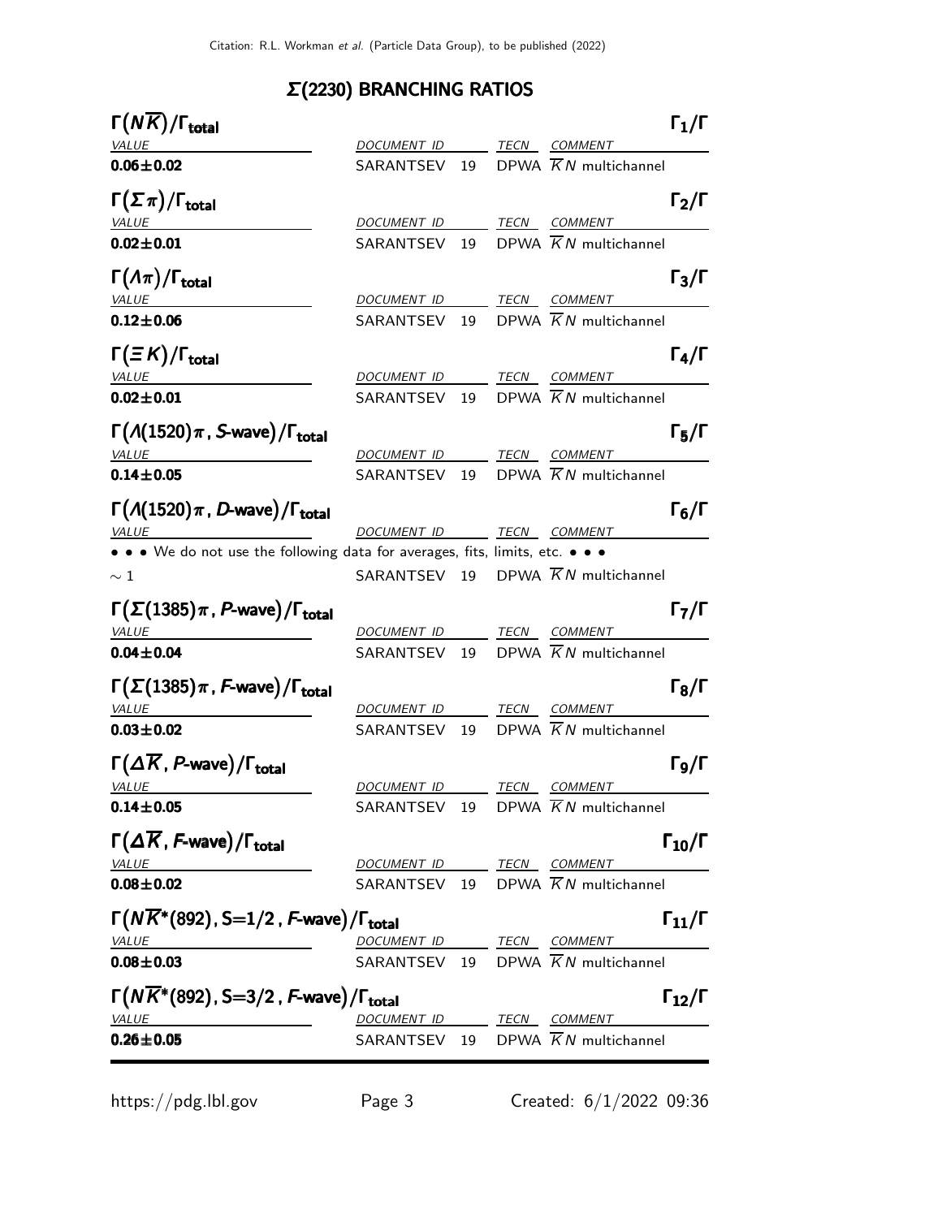## Σ(2230) BRANCHING RATIOS

### $\Gamma(N\overline{K})/\Gamma_{\text{total}}$ — $\Gamma_1/\Gamma$

| VALUE | DOCUMENT ID | | TECN | COMMENT |
|---|---|---|---|---|
| **0.06±0.02** | SARANTSEV | 19 | DPWA | $\overline{K}N$ multichannel |

### $\Gamma(\Sigma\pi)/\Gamma_{\text{total}}$ — $\Gamma_2/\Gamma$

| VALUE | DOCUMENT ID | | TECN | COMMENT |
|---|---|---|---|---|
| **0.02±0.01** | SARANTSEV | 19 | DPWA | $\overline{K}N$ multichannel |

### $\Gamma(\Lambda\pi)/\Gamma_{\text{total}}$ — $\Gamma_3/\Gamma$

| VALUE | DOCUMENT ID | | TECN | COMMENT |
|---|---|---|---|---|
| **0.12±0.06** | SARANTSEV | 19 | DPWA | $\overline{K}N$ multichannel |

### $\Gamma(\Xi K)/\Gamma_{\text{total}}$ — $\Gamma_4/\Gamma$

| VALUE | DOCUMENT ID | | TECN | COMMENT |
|---|---|---|---|---|
| **0.02±0.01** | SARANTSEV | 19 | DPWA | $\overline{K}N$ multichannel |

### $\Gamma(\Lambda(1520)\pi\text{, }S\text{-wave})/\Gamma_{\text{total}}$ — $\Gamma_5/\Gamma$

| VALUE | DOCUMENT ID | | TECN | COMMENT |
|---|---|---|---|---|
| **0.14±0.05** | SARANTSEV | 19 | DPWA | $\overline{K}N$ multichannel |

### $\Gamma(\Lambda(1520)\pi\text{, }D\text{-wave})/\Gamma_{\text{total}}$ — $\Gamma_6/\Gamma$

| VALUE | DOCUMENT ID | | TECN | COMMENT |
|---|---|---|---|---|
| • • • We do not use the following data for averages, fits, limits, etc. • • • | | | | |
| $\sim 1$ | SARANTSEV | 19 | DPWA | $\overline{K}N$ multichannel |

### $\Gamma(\Sigma(1385)\pi\text{, }P\text{-wave})/\Gamma_{\text{total}}$ — $\Gamma_7/\Gamma$

| VALUE | DOCUMENT ID | | TECN | COMMENT |
|---|---|---|---|---|
| **0.04±0.04** | SARANTSEV | 19 | DPWA | $\overline{K}N$ multichannel |

### $\Gamma(\Sigma(1385)\pi\text{, }F\text{-wave})/\Gamma_{\text{total}}$ — $\Gamma_8/\Gamma$

| VALUE | DOCUMENT ID | | TECN | COMMENT |
|---|---|---|---|---|
| **0.03±0.02** | SARANTSEV | 19 | DPWA | $\overline{K}N$ multichannel |

### $\Gamma(\Delta\overline{K}\text{, }P\text{-wave})/\Gamma_{\text{total}}$ — $\Gamma_9/\Gamma$

| VALUE | DOCUMENT ID | | TECN | COMMENT |
|---|---|---|---|---|
| **0.14±0.05** | SARANTSEV | 19 | DPWA | $\overline{K}N$ multichannel |

### $\Gamma(\Delta\overline{K}\text{, }F\text{-wave})/\Gamma_{\text{total}}$ — $\Gamma_{10}/\Gamma$

| VALUE | DOCUMENT ID | | TECN | COMMENT |
|---|---|---|---|---|
| **0.08±0.02** | SARANTSEV | 19 | DPWA | $\overline{K}N$ multichannel |

### $\Gamma(N\overline{K}^*(892)\text{, S=1/2, }F\text{-wave})/\Gamma_{\text{total}}$ — $\Gamma_{11}/\Gamma$

| VALUE | DOCUMENT ID | | TECN | COMMENT |
|---|---|---|---|---|
| **0.08±0.03** | SARANTSEV | 19 | DPWA | $\overline{K}N$ multichannel |

### $\Gamma(N\overline{K}^*(892)\text{, S=3/2, }F\text{-wave})/\Gamma_{\text{total}}$ — $\Gamma_{12}/\Gamma$

| VALUE | DOCUMENT ID | | TECN | COMMENT |
|---|---|---|---|---|
| **0.26±0.05** | SARANTSEV | 19 | DPWA | $\overline{K}N$ multichannel |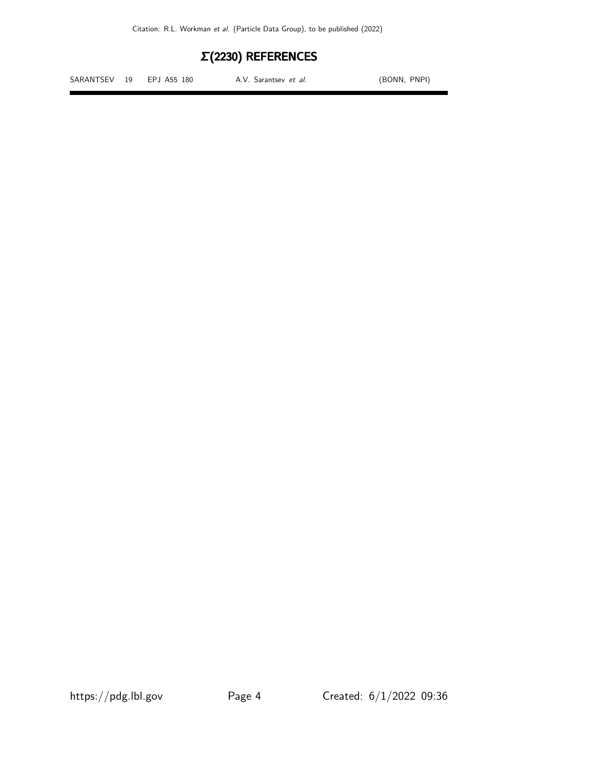## Σ(2230) REFERENCES

| | | | |
|---|---|---|---|
| SARANTSEV 19 | EPJ A55 180 | A.V. Sarantsev *et al.* | (BONN, PNPI) |